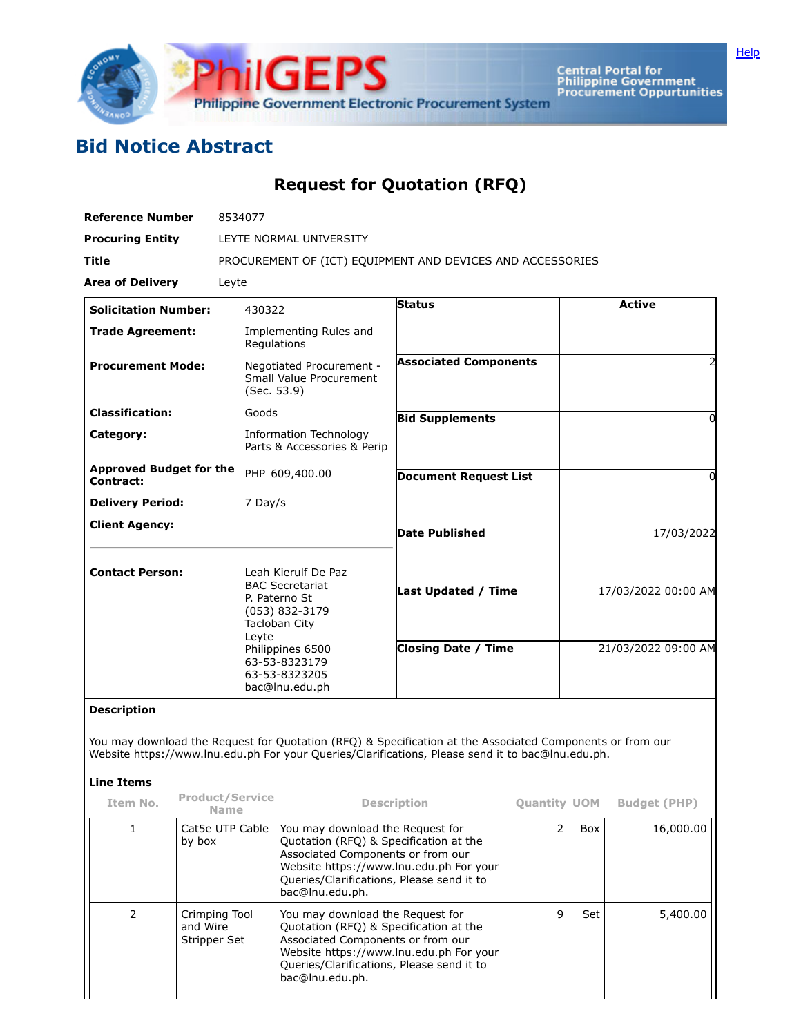Help

# Bid Notice Abstract

## Request for Quotation (RFQ)

| | |
|---|---|
| **Reference Number** | 8534077 |
| **Procuring Entity** | LEYTE NORMAL UNIVERSITY |
| **Title** | PROCUREMENT OF (ICT) EQUIPMENT AND DEVICES AND ACCESSORIES |
| **Area of Delivery** | Leyte |

| | |
|---|---|
| **Solicitation Number:** | 430322 |
| **Trade Agreement:** | Implementing Rules and Regulations |
| **Procurement Mode:** | Negotiated Procurement - Small Value Procurement (Sec. 53.9) |
| **Classification:** | Goods |
| **Category:** | Information Technology Parts & Accessories & Perip |
| **Approved Budget for the Contract:** | PHP 609,400.00 |
| **Delivery Period:** | 7 Day/s |
| **Client Agency:** | |
| **Contact Person:** | Leah Kierulf De Paz<br>BAC Secretariat<br>P. Paterno St<br>(053) 832-3179<br>Tacloban City<br>Leyte<br>Philippines 6500<br>63-53-8323179<br>63-53-8323205<br>bac@lnu.edu.ph |

| | |
|---|---|
| **Status** | Active |
| **Associated Components** | 2 |
| **Bid Supplements** | 0 |
| **Document Request List** | 0 |
| **Date Published** | 17/03/2022 |
| **Last Updated / Time** | 17/03/2022 00:00 AM |
| **Closing Date / Time** | 21/03/2022 09:00 AM |

**Description**

You may download the Request for Quotation (RFQ) & Specification at the Associated Components or from our Website https://www.lnu.edu.ph For your Queries/Clarifications, Please send it to bac@lnu.edu.ph.

**Line Items**

| Item No. | Product/Service Name | Description | Quantity | UOM | Budget (PHP) |
|---|---|---|---|---|---|
| 1 | Cat5e UTP Cable by box | You may download the Request for Quotation (RFQ) & Specification at the Associated Components or from our Website https://www.lnu.edu.ph For your Queries/Clarifications, Please send it to bac@lnu.edu.ph. | 2 | Box | 16,000.00 |
| 2 | Crimping Tool and Wire Stripper Set | You may download the Request for Quotation (RFQ) & Specification at the Associated Components or from our Website https://www.lnu.edu.ph For your Queries/Clarifications, Please send it to bac@lnu.edu.ph. | 9 | Set | 5,400.00 |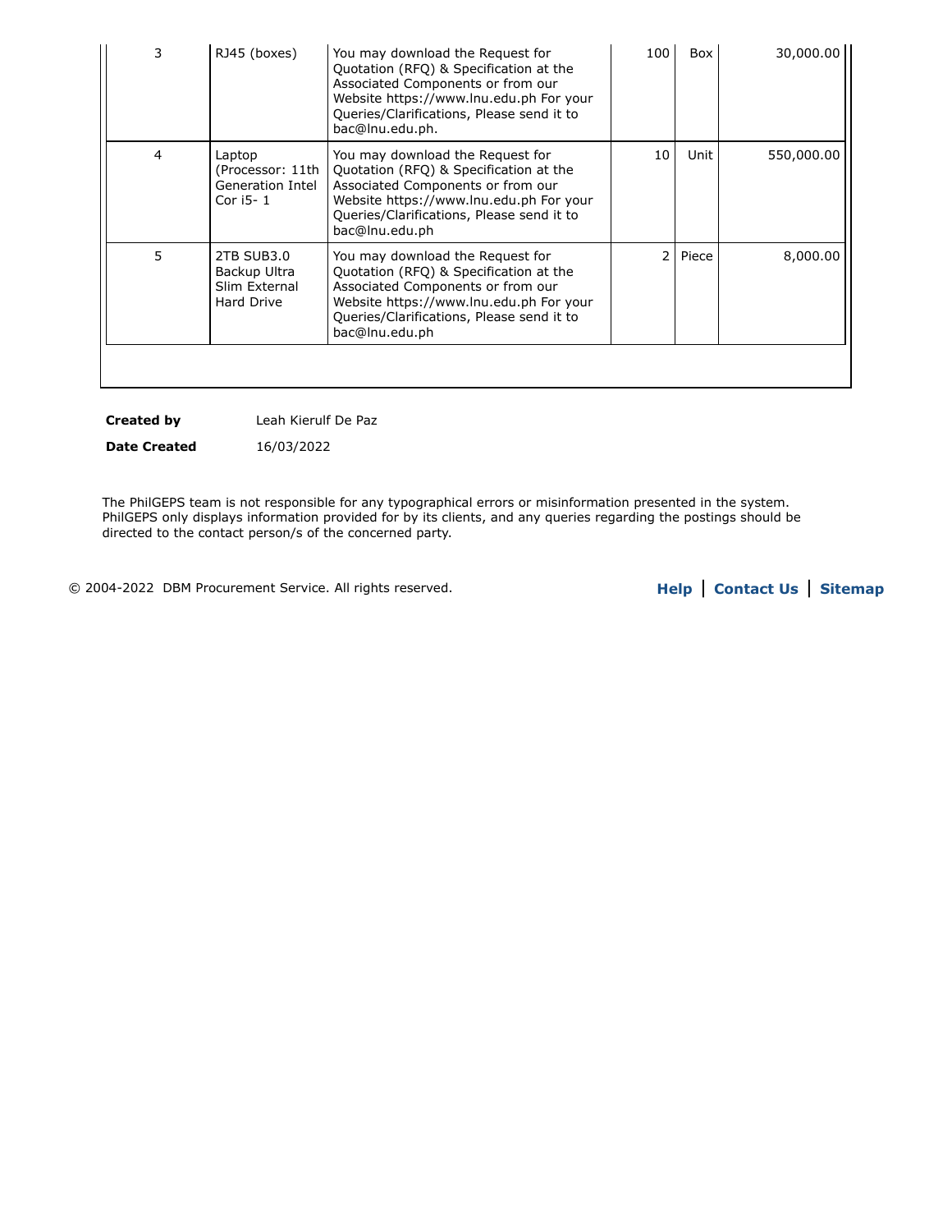| | | | | | |
|---|---|---|---|---|---|
| 3 | RJ45 (boxes) | You may download the Request for Quotation (RFQ) & Specification at the Associated Components or from our Website https://www.lnu.edu.ph For your Queries/Clarifications, Please send it to bac@lnu.edu.ph. | 100 | Box | 30,000.00 |
| 4 | Laptop (Processor: 11th Generation Intel Cor i5- 1 | You may download the Request for Quotation (RFQ) & Specification at the Associated Components or from our Website https://www.lnu.edu.ph For your Queries/Clarifications, Please send it to bac@lnu.edu.ph | 10 | Unit | 550,000.00 |
| 5 | 2TB SUB3.0 Backup Ultra Slim External Hard Drive | You may download the Request for Quotation (RFQ) & Specification at the Associated Components or from our Website https://www.lnu.edu.ph For your Queries/Clarifications, Please send it to bac@lnu.edu.ph | 2 | Piece | 8,000.00 |

**Created by** Leah Kierulf De Paz

**Date Created** 16/03/2022

The PhilGEPS team is not responsible for any typographical errors or misinformation presented in the system. PhilGEPS only displays information provided for by its clients, and any queries regarding the postings should be directed to the contact person/s of the concerned party.

© 2004-2022 DBM Procurement Service. All rights reserved.

**Help** | **Contact Us** | **Sitemap**